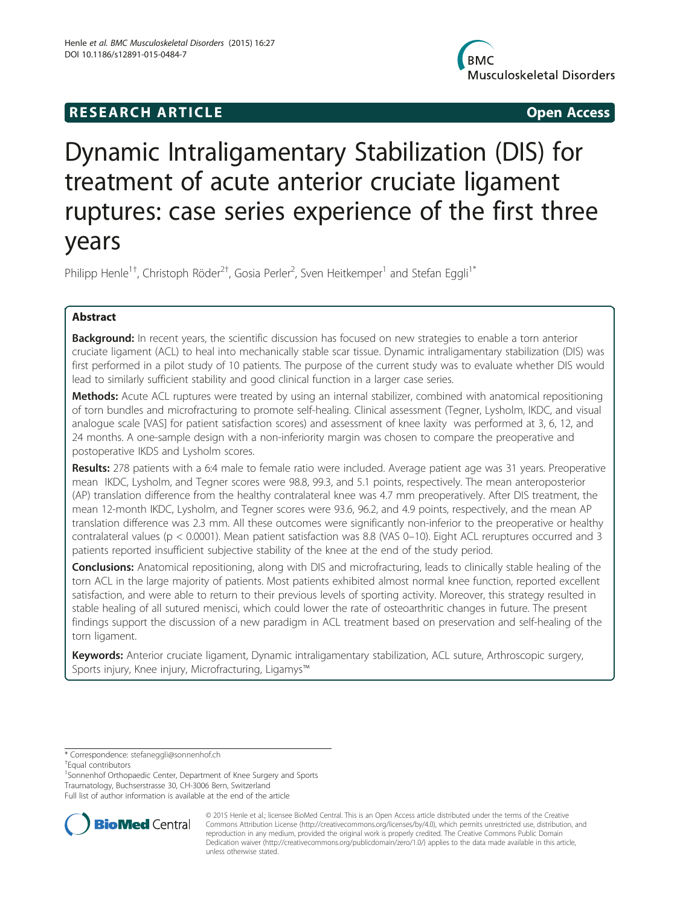**RESEARCH ARTICLE** **Open Access**

# Dynamic Intraligamentary Stabilization (DIS) for treatment of acute anterior cruciate ligament ruptures: case series experience of the first three years

Philipp Henle[1†], Christoph Röder[2†], Gosia Perler[2], Sven Heitkemper[1] and Stefan Eggli[1*]

## Abstract

**Background:** In recent years, the scientific discussion has focused on new strategies to enable a torn anterior cruciate ligament (ACL) to heal into mechanically stable scar tissue. Dynamic intraligamentary stabilization (DIS) was first performed in a pilot study of 10 patients. The purpose of the current study was to evaluate whether DIS would lead to similarly sufficient stability and good clinical function in a larger case series.

**Methods:** Acute ACL ruptures were treated by using an internal stabilizer, combined with anatomical repositioning of torn bundles and microfracturing to promote self-healing. Clinical assessment (Tegner, Lysholm, IKDC, and visual analogue scale [VAS] for patient satisfaction scores) and assessment of knee laxity was performed at 3, 6, 12, and 24 months. A one-sample design with a non-inferiority margin was chosen to compare the preoperative and postoperative IKDS and Lysholm scores.

**Results:** 278 patients with a 6:4 male to female ratio were included. Average patient age was 31 years. Preoperative mean IKDC, Lysholm, and Tegner scores were 98.8, 99.3, and 5.1 points, respectively. The mean anteroposterior (AP) translation difference from the healthy contralateral knee was 4.7 mm preoperatively. After DIS treatment, the mean 12-month IKDC, Lysholm, and Tegner scores were 93.6, 96.2, and 4.9 points, respectively, and the mean AP translation difference was 2.3 mm. All these outcomes were significantly non-inferior to the preoperative or healthy contralateral values ($p < 0.0001$). Mean patient satisfaction was 8.8 (VAS 0–10). Eight ACL reruptures occurred and 3 patients reported insufficient subjective stability of the knee at the end of the study period.

**Conclusions:** Anatomical repositioning, along with DIS and microfracturing, leads to clinically stable healing of the torn ACL in the large majority of patients. Most patients exhibited almost normal knee function, reported excellent satisfaction, and were able to return to their previous levels of sporting activity. Moreover, this strategy resulted in stable healing of all sutured menisci, which could lower the rate of osteoarthritic changes in future. The present findings support the discussion of a new paradigm in ACL treatment based on preservation and self-healing of the torn ligament.

**Keywords:** Anterior cruciate ligament, Dynamic intraligamentary stabilization, ACL suture, Arthroscopic surgery, Sports injury, Knee injury, Microfracturing, Ligamys™

---

\* Correspondence: stefaneggli@sonnenhof.ch
†Equal contributors
[1]Sonnenhof Orthopaedic Center, Department of Knee Surgery and Sports Traumatology, Buchserstrasse 30, CH-3006 Bern, Switzerland
Full list of author information is available at the end of the article

© 2015 Henle et al.; licensee BioMed Central. This is an Open Access article distributed under the terms of the Creative Commons Attribution License (http://creativecommons.org/licenses/by/4.0), which permits unrestricted use, distribution, and reproduction in any medium, provided the original work is properly credited. The Creative Commons Public Domain Dedication waiver (http://creativecommons.org/publicdomain/zero/1.0/) applies to the data made available in this article, unless otherwise stated.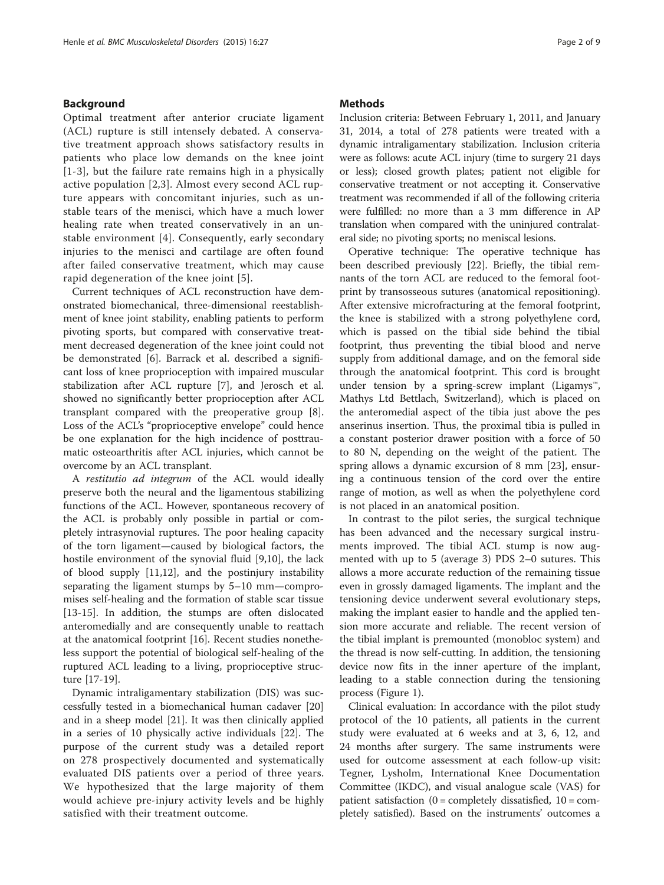## Background

Optimal treatment after anterior cruciate ligament (ACL) rupture is still intensely debated. A conservative treatment approach shows satisfactory results in patients who place low demands on the knee joint [1-3], but the failure rate remains high in a physically active population [2,3]. Almost every second ACL rupture appears with concomitant injuries, such as unstable tears of the menisci, which have a much lower healing rate when treated conservatively in an unstable environment [4]. Consequently, early secondary injuries to the menisci and cartilage are often found after failed conservative treatment, which may cause rapid degeneration of the knee joint [5].

Current techniques of ACL reconstruction have demonstrated biomechanical, three-dimensional reestablishment of knee joint stability, enabling patients to perform pivoting sports, but compared with conservative treatment decreased degeneration of the knee joint could not be demonstrated [6]. Barrack et al. described a significant loss of knee proprioception with impaired muscular stabilization after ACL rupture [7], and Jerosch et al. showed no significantly better proprioception after ACL transplant compared with the preoperative group [8]. Loss of the ACL's "proprioceptive envelope" could hence be one explanation for the high incidence of posttraumatic osteoarthritis after ACL injuries, which cannot be overcome by an ACL transplant.

A *restitutio ad integrum* of the ACL would ideally preserve both the neural and the ligamentous stabilizing functions of the ACL. However, spontaneous recovery of the ACL is probably only possible in partial or completely intrasynovial ruptures. The poor healing capacity of the torn ligament—caused by biological factors, the hostile environment of the synovial fluid [9,10], the lack of blood supply [11,12], and the postinjury instability separating the ligament stumps by 5–10 mm—compromises self-healing and the formation of stable scar tissue [13-15]. In addition, the stumps are often dislocated anteromedially and are consequently unable to reattach at the anatomical footprint [16]. Recent studies nonetheless support the potential of biological self-healing of the ruptured ACL leading to a living, proprioceptive structure [17-19].

Dynamic intraligamentary stabilization (DIS) was successfully tested in a biomechanical human cadaver [20] and in a sheep model [21]. It was then clinically applied in a series of 10 physically active individuals [22]. The purpose of the current study was a detailed report on 278 prospectively documented and systematically evaluated DIS patients over a period of three years. We hypothesized that the large majority of them would achieve pre-injury activity levels and be highly satisfied with their treatment outcome.

## Methods

Inclusion criteria: Between February 1, 2011, and January 31, 2014, a total of 278 patients were treated with a dynamic intraligamentary stabilization. Inclusion criteria were as follows: acute ACL injury (time to surgery 21 days or less); closed growth plates; patient not eligible for conservative treatment or not accepting it. Conservative treatment was recommended if all of the following criteria were fulfilled: no more than a 3 mm difference in AP translation when compared with the uninjured contralateral side; no pivoting sports; no meniscal lesions.

Operative technique: The operative technique has been described previously [22]. Briefly, the tibial remnants of the torn ACL are reduced to the femoral footprint by transosseous sutures (anatomical repositioning). After extensive microfracturing at the femoral footprint, the knee is stabilized with a strong polyethylene cord, which is passed on the tibial side behind the tibial footprint, thus preventing the tibial blood and nerve supply from additional damage, and on the femoral side through the anatomical footprint. This cord is brought under tension by a spring-screw implant (Ligamys™, Mathys Ltd Bettlach, Switzerland), which is placed on the anteromedial aspect of the tibia just above the pes anserinus insertion. Thus, the proximal tibia is pulled in a constant posterior drawer position with a force of 50 to 80 N, depending on the weight of the patient. The spring allows a dynamic excursion of 8 mm [23], ensuring a continuous tension of the cord over the entire range of motion, as well as when the polyethylene cord is not placed in an anatomical position.

In contrast to the pilot series, the surgical technique has been advanced and the necessary surgical instruments improved. The tibial ACL stump is now augmented with up to 5 (average 3) PDS 2–0 sutures. This allows a more accurate reduction of the remaining tissue even in grossly damaged ligaments. The implant and the tensioning device underwent several evolutionary steps, making the implant easier to handle and the applied tension more accurate and reliable. The recent version of the tibial implant is premounted (monobloc system) and the thread is now self-cutting. In addition, the tensioning device now fits in the inner aperture of the implant, leading to a stable connection during the tensioning process (Figure 1).

Clinical evaluation: In accordance with the pilot study protocol of the 10 patients, all patients in the current study were evaluated at 6 weeks and at 3, 6, 12, and 24 months after surgery. The same instruments were used for outcome assessment at each follow-up visit: Tegner, Lysholm, International Knee Documentation Committee (IKDC), and visual analogue scale (VAS) for patient satisfaction (0 = completely dissatisfied, 10 = completely satisfied). Based on the instruments' outcomes a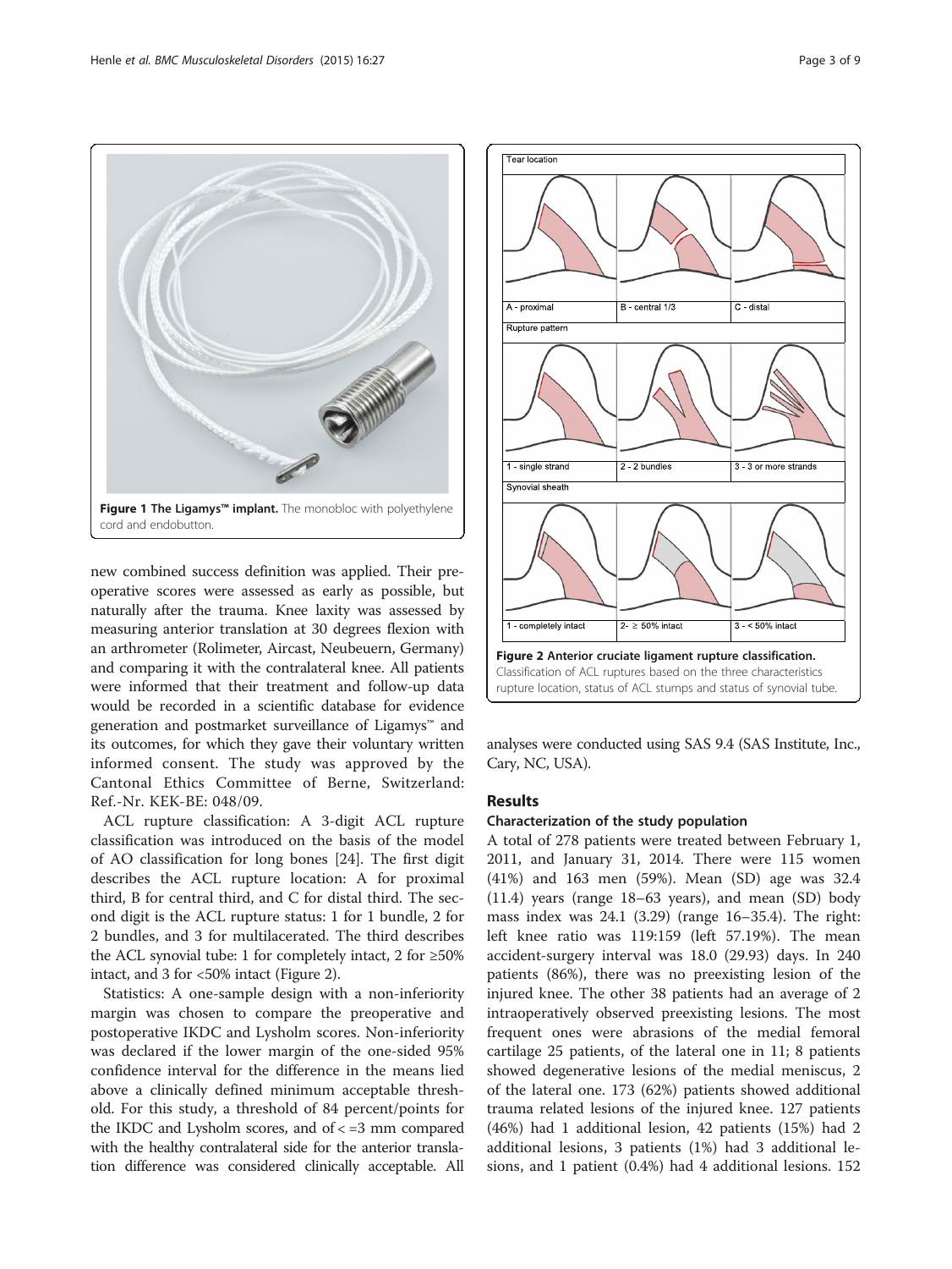**Figure 1 The Ligamys™ implant.** The monobloc with polyethylene cord and endobutton.

**Figure 2 Anterior cruciate ligament rupture classification.** Classification of ACL ruptures based on the three characteristics rupture location, status of ACL stumps and status of synovial tube.

new combined success definition was applied. Their preoperative scores were assessed as early as possible, but naturally after the trauma. Knee laxity was assessed by measuring anterior translation at 30 degrees flexion with an arthrometer (Rolimeter, Aircast, Neubeuern, Germany) and comparing it with the contralateral knee. All patients were informed that their treatment and follow-up data would be recorded in a scientific database for evidence generation and postmarket surveillance of Ligamys™ and its outcomes, for which they gave their voluntary written informed consent. The study was approved by the Cantonal Ethics Committee of Berne, Switzerland: Ref.-Nr. KEK-BE: 048/09.

ACL rupture classification: A 3-digit ACL rupture classification was introduced on the basis of the model of AO classification for long bones [24]. The first digit describes the ACL rupture location: A for proximal third, B for central third, and C for distal third. The second digit is the ACL rupture status: 1 for 1 bundle, 2 for 2 bundles, and 3 for multilacerated. The third describes the ACL synovial tube: 1 for completely intact, 2 for ≥50% intact, and 3 for <50% intact (Figure 2).

Statistics: A one-sample design with a non-inferiority margin was chosen to compare the preoperative and postoperative IKDC and Lysholm scores. Non-inferiority was declared if the lower margin of the one-sided 95% confidence interval for the difference in the means lied above a clinically defined minimum acceptable threshold. For this study, a threshold of 84 percent/points for the IKDC and Lysholm scores, and of < =3 mm compared with the healthy contralateral side for the anterior translation difference was considered clinically acceptable. All analyses were conducted using SAS 9.4 (SAS Institute, Inc., Cary, NC, USA).

## Results

### Characterization of the study population

A total of 278 patients were treated between February 1, 2011, and January 31, 2014. There were 115 women (41%) and 163 men (59%). Mean (SD) age was 32.4 (11.4) years (range 18–63 years), and mean (SD) body mass index was 24.1 (3.29) (range 16–35.4). The right: left knee ratio was 119:159 (left 57.19%). The mean accident-surgery interval was 18.0 (29.93) days. In 240 patients (86%), there was no preexisting lesion of the injured knee. The other 38 patients had an average of 2 intraoperatively observed preexisting lesions. The most frequent ones were abrasions of the medial femoral cartilage 25 patients, of the lateral one in 11; 8 patients showed degenerative lesions of the medial meniscus, 2 of the lateral one. 173 (62%) patients showed additional trauma related lesions of the injured knee. 127 patients (46%) had 1 additional lesion, 42 patients (15%) had 2 additional lesions, 3 patients (1%) had 3 additional lesions, and 1 patient (0.4%) had 4 additional lesions. 152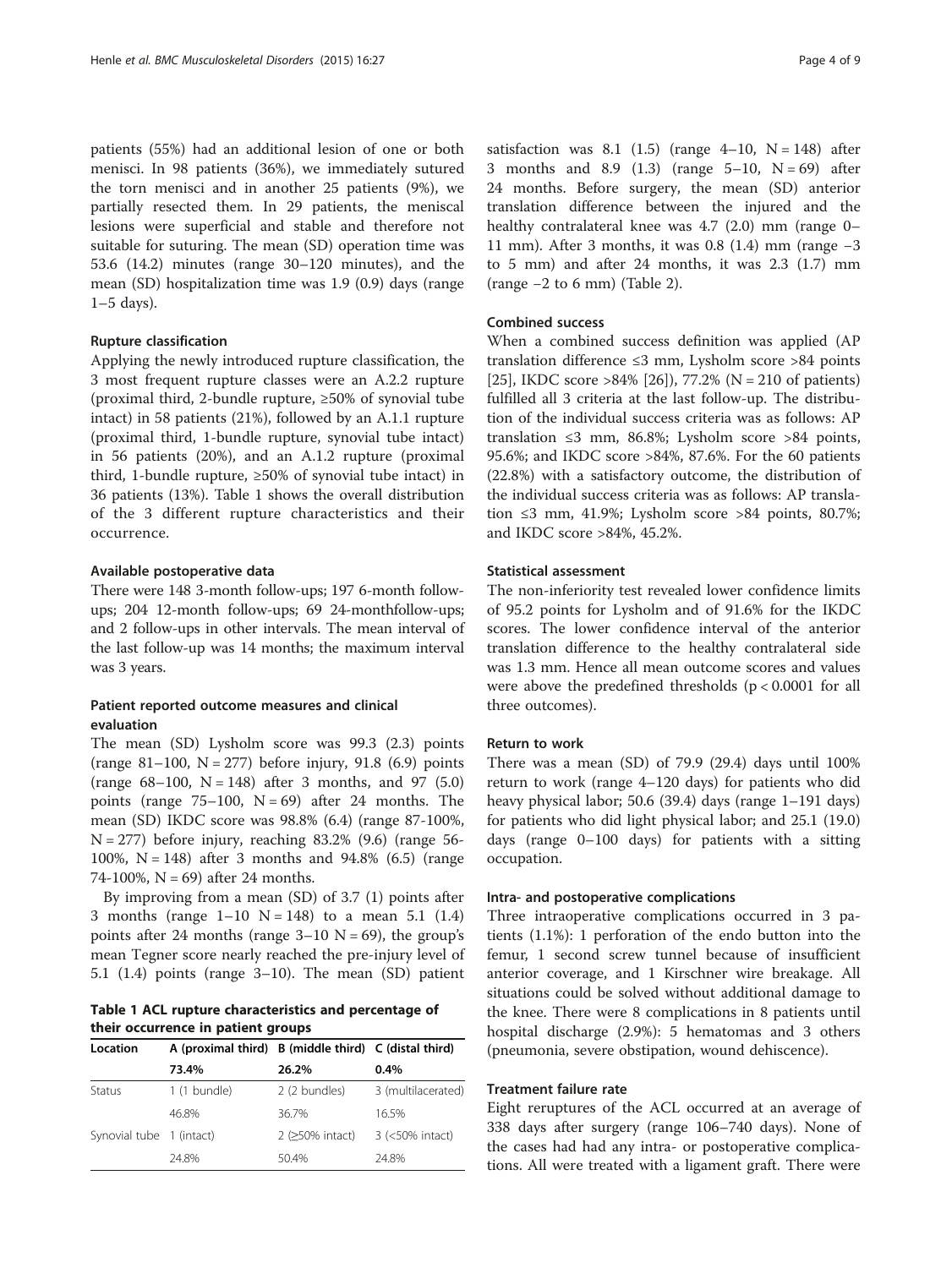patients (55%) had an additional lesion of one or both menisci. In 98 patients (36%), we immediately sutured the torn menisci and in another 25 patients (9%), we partially resected them. In 29 patients, the meniscal lesions were superficial and stable and therefore not suitable for suturing. The mean (SD) operation time was 53.6 (14.2) minutes (range 30–120 minutes), and the mean (SD) hospitalization time was 1.9 (0.9) days (range 1–5 days).

### Rupture classification

Applying the newly introduced rupture classification, the 3 most frequent rupture classes were an A.2.2 rupture (proximal third, 2-bundle rupture, ≥50% of synovial tube intact) in 58 patients (21%), followed by an A.1.1 rupture (proximal third, 1-bundle rupture, synovial tube intact) in 56 patients (20%), and an A.1.2 rupture (proximal third, 1-bundle rupture, ≥50% of synovial tube intact) in 36 patients (13%). Table 1 shows the overall distribution of the 3 different rupture characteristics and their occurrence.

### Available postoperative data

There were 148 3-month follow-ups; 197 6-month follow-ups; 204 12-month follow-ups; 69 24-monthfollow-ups; and 2 follow-ups in other intervals. The mean interval of the last follow-up was 14 months; the maximum interval was 3 years.

### Patient reported outcome measures and clinical evaluation

The mean (SD) Lysholm score was 99.3 (2.3) points (range 81–100, N = 277) before injury, 91.8 (6.9) points (range 68–100, N = 148) after 3 months, and 97 (5.0) points (range 75–100, N = 69) after 24 months. The mean (SD) IKDC score was 98.8% (6.4) (range 87-100%, N = 277) before injury, reaching 83.2% (9.6) (range 56-100%, N = 148) after 3 months and 94.8% (6.5) (range 74-100%, N = 69) after 24 months.

By improving from a mean (SD) of 3.7 (1) points after 3 months (range 1–10 N = 148) to a mean 5.1 (1.4) points after 24 months (range 3–10 N = 69), the group's mean Tegner score nearly reached the pre-injury level of 5.1 (1.4) points (range 3–10). The mean (SD) patient satisfaction was 8.1 (1.5) (range 4–10, N = 148) after 3 months and 8.9 (1.3) (range 5–10, N = 69) after 24 months. Before surgery, the mean (SD) anterior translation difference between the injured and the healthy contralateral knee was 4.7 (2.0) mm (range 0–11 mm). After 3 months, it was 0.8 (1.4) mm (range −3 to 5 mm) and after 24 months, it was 2.3 (1.7) mm (range −2 to 6 mm) (Table 2).

**Table 1 ACL rupture characteristics and percentage of their occurrence in patient groups**

| Location | A (proximal third) | B (middle third) | C (distal third) |
|---|---|---|---|
| | 73.4% | 26.2% | 0.4% |
| Status | 1 (1 bundle) | 2 (2 bundles) | 3 (multilacerated) |
| | 46.8% | 36.7% | 16.5% |
| Synovial tube | 1 (intact) | 2 (≥50% intact) | 3 (<50% intact) |
| | 24.8% | 50.4% | 24.8% |

### Combined success

When a combined success definition was applied (AP translation difference ≤3 mm, Lysholm score >84 points [25], IKDC score >84% [26]), 77.2% (N = 210 of patients) fulfilled all 3 criteria at the last follow-up. The distribution of the individual success criteria was as follows: AP translation ≤3 mm, 86.8%; Lysholm score >84 points, 95.6%; and IKDC score >84%, 87.6%. For the 60 patients (22.8%) with a satisfactory outcome, the distribution of the individual success criteria was as follows: AP translation ≤3 mm, 41.9%; Lysholm score >84 points, 80.7%; and IKDC score >84%, 45.2%.

### Statistical assessment

The non-inferiority test revealed lower confidence limits of 95.2 points for Lysholm and of 91.6% for the IKDC scores. The lower confidence interval of the anterior translation difference to the healthy contralateral side was 1.3 mm. Hence all mean outcome scores and values were above the predefined thresholds ($p < 0.0001$ for all three outcomes).

### Return to work

There was a mean (SD) of 79.9 (29.4) days until 100% return to work (range 4–120 days) for patients who did heavy physical labor; 50.6 (39.4) days (range 1–191 days) for patients who did light physical labor; and 25.1 (19.0) days (range 0–100 days) for patients with a sitting occupation.

### Intra- and postoperative complications

Three intraoperative complications occurred in 3 patients (1.1%): 1 perforation of the endo button into the femur, 1 second screw tunnel because of insufficient anterior coverage, and 1 Kirschner wire breakage. All situations could be solved without additional damage to the knee. There were 8 complications in 8 patients until hospital discharge (2.9%): 5 hematomas and 3 others (pneumonia, severe obstipation, wound dehiscence).

### Treatment failure rate

Eight reruptures of the ACL occurred at an average of 338 days after surgery (range 106–740 days). None of the cases had had any intra- or postoperative complications. All were treated with a ligament graft. There were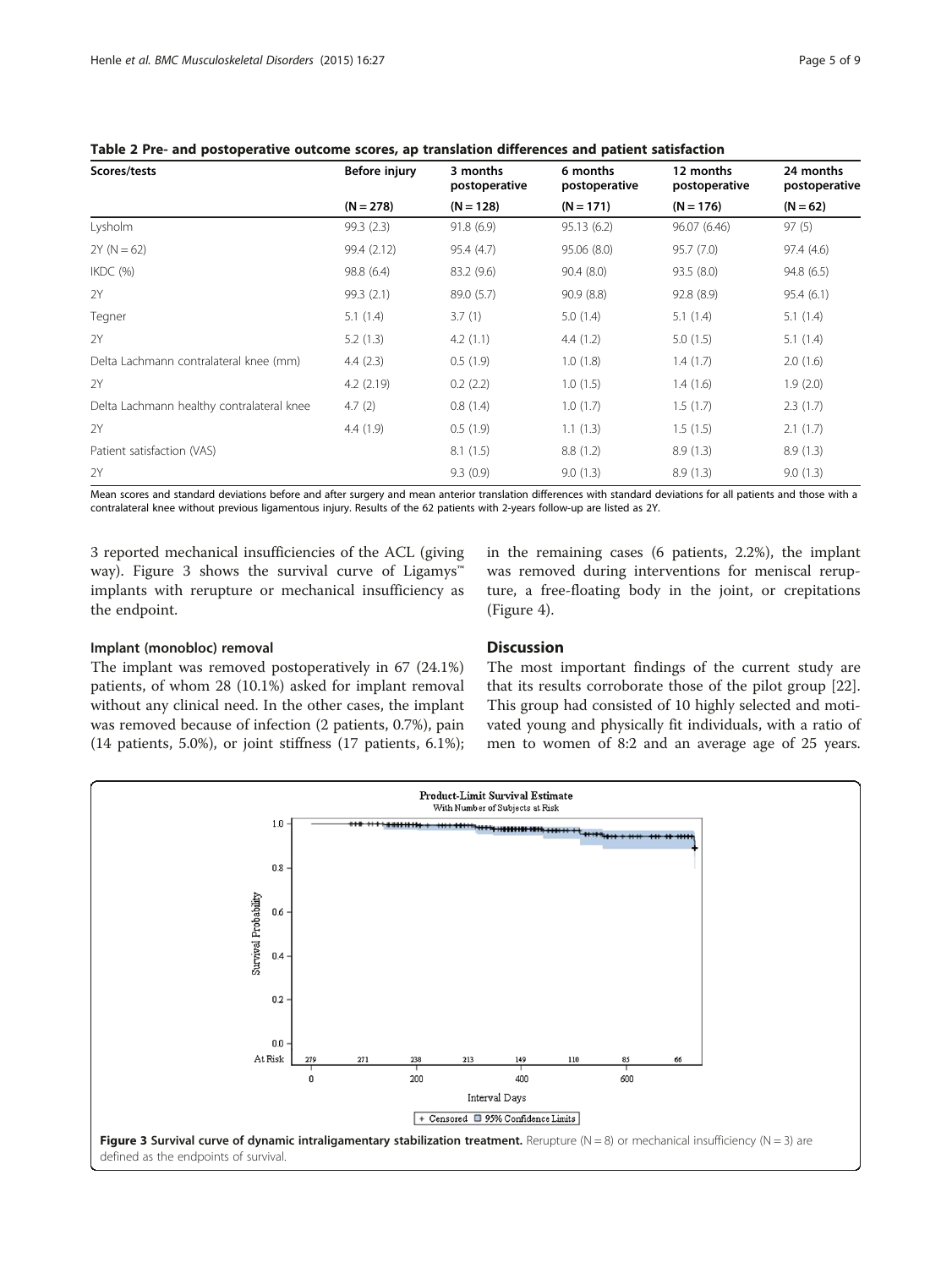**Table 2 Pre- and postoperative outcome scores, ap translation differences and patient satisfaction**

| Scores/tests | Before injury | 3 months postoperative | 6 months postoperative | 12 months postoperative | 24 months postoperative |
|---|---|---|---|---|---|
| | (N = 278) | (N = 128) | (N = 171) | (N = 176) | (N = 62) |
| Lysholm | 99.3 (2.3) | 91.8 (6.9) | 95.13 (6.2) | 96.07 (6.46) | 97 (5) |
| 2Y (N = 62) | 99.4 (2.12) | 95.4 (4.7) | 95.06 (8.0) | 95.7 (7.0) | 97.4 (4.6) |
| IKDC (%) | 98.8 (6.4) | 83.2 (9.6) | 90.4 (8.0) | 93.5 (8.0) | 94.8 (6.5) |
| 2Y | 99.3 (2.1) | 89.0 (5.7) | 90.9 (8.8) | 92.8 (8.9) | 95.4 (6.1) |
| Tegner | 5.1 (1.4) | 3.7 (1) | 5.0 (1.4) | 5.1 (1.4) | 5.1 (1.4) |
| 2Y | 5.2 (1.3) | 4.2 (1.1) | 4.4 (1.2) | 5.0 (1.5) | 5.1 (1.4) |
| Delta Lachmann contralateral knee (mm) | 4.4 (2.3) | 0.5 (1.9) | 1.0 (1.8) | 1.4 (1.7) | 2.0 (1.6) |
| 2Y | 4.2 (2.19) | 0.2 (2.2) | 1.0 (1.5) | 1.4 (1.6) | 1.9 (2.0) |
| Delta Lachmann healthy contralateral knee | 4.7 (2) | 0.8 (1.4) | 1.0 (1.7) | 1.5 (1.7) | 2.3 (1.7) |
| 2Y | 4.4 (1.9) | 0.5 (1.9) | 1.1 (1.3) | 1.5 (1.5) | 2.1 (1.7) |
| Patient satisfaction (VAS) | | 8.1 (1.5) | 8.8 (1.2) | 8.9 (1.3) | 8.9 (1.3) |
| 2Y | | 9.3 (0.9) | 9.0 (1.3) | 8.9 (1.3) | 9.0 (1.3) |

Mean scores and standard deviations before and after surgery and mean anterior translation differences with standard deviations for all patients and those with a contralateral knee without previous ligamentous injury. Results of the 62 patients with 2-years follow-up are listed as 2Y.

3 reported mechanical insufficiencies of the ACL (giving way). Figure 3 shows the survival curve of Ligamys™ implants with rerupture or mechanical insufficiency as the endpoint.

### Implant (monobloc) removal

The implant was removed postoperatively in 67 (24.1%) patients, of whom 28 (10.1%) asked for implant removal without any clinical need. In the other cases, the implant was removed because of infection (2 patients, 0.7%), pain (14 patients, 5.0%), or joint stiffness (17 patients, 6.1%); in the remaining cases (6 patients, 2.2%), the implant was removed during interventions for meniscal rerupture, a free-floating body in the joint, or crepitations (Figure 4).

## Discussion

The most important findings of the current study are that its results corroborate those of the pilot group [22]. This group had consisted of 10 highly selected and motivated young and physically fit individuals, with a ratio of men to women of 8:2 and an average age of 25 years.

**Figure 3 Survival curve of dynamic intraligamentary stabilization treatment.** Rerupture (N = 8) or mechanical insufficiency (N = 3) are defined as the endpoints of survival.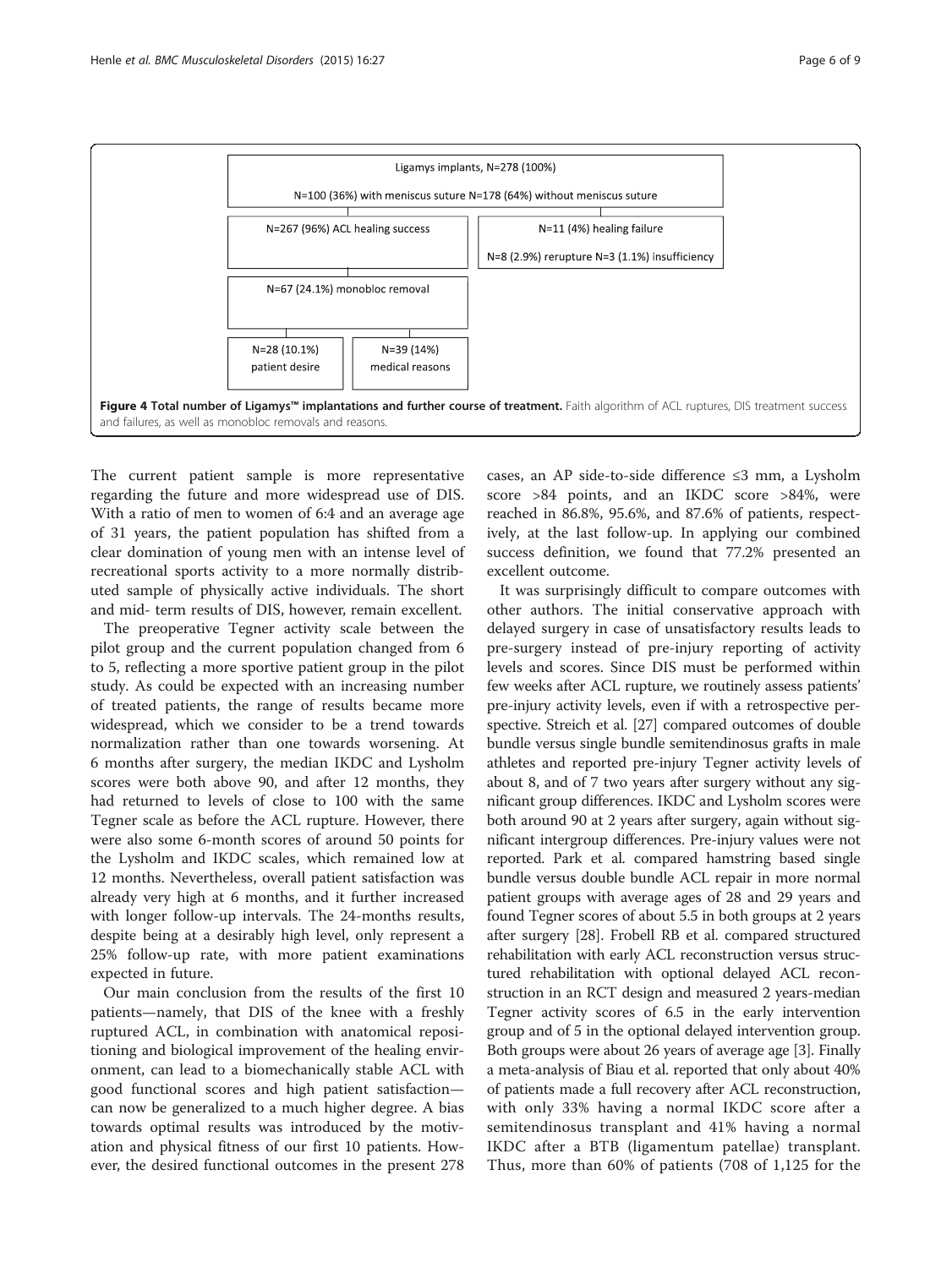Ligamys implants, N=278 (100%)

N=100 (36%) with meniscus suture N=178 (64%) without meniscus suture

N=267 (96%) ACL healing success

N=11 (4%) healing failure

N=8 (2.9%) rerupture N=3 (1.1%) insufficiency

N=67 (24.1%) monobloc removal

N=28 (10.1%) patient desire

N=39 (14%) medical reasons

**Figure 4 Total number of Ligamys™ implantations and further course of treatment.** Faith algorithm of ACL ruptures, DIS treatment success and failures, as well as monobloc removals and reasons.

The current patient sample is more representative regarding the future and more widespread use of DIS. With a ratio of men to women of 6:4 and an average age of 31 years, the patient population has shifted from a clear domination of young men with an intense level of recreational sports activity to a more normally distributed sample of physically active individuals. The short and mid- term results of DIS, however, remain excellent.

The preoperative Tegner activity scale between the pilot group and the current population changed from 6 to 5, reflecting a more sportive patient group in the pilot study. As could be expected with an increasing number of treated patients, the range of results became more widespread, which we consider to be a trend towards normalization rather than one towards worsening. At 6 months after surgery, the median IKDC and Lysholm scores were both above 90, and after 12 months, they had returned to levels of close to 100 with the same Tegner scale as before the ACL rupture. However, there were also some 6-month scores of around 50 points for the Lysholm and IKDC scales, which remained low at 12 months. Nevertheless, overall patient satisfaction was already very high at 6 months, and it further increased with longer follow-up intervals. The 24-months results, despite being at a desirably high level, only represent a 25% follow-up rate, with more patient examinations expected in future.

Our main conclusion from the results of the first 10 patients—namely, that DIS of the knee with a freshly ruptured ACL, in combination with anatomical repositioning and biological improvement of the healing environment, can lead to a biomechanically stable ACL with good functional scores and high patient satisfaction—can now be generalized to a much higher degree. A bias towards optimal results was introduced by the motivation and physical fitness of our first 10 patients. However, the desired functional outcomes in the present 278 cases, an AP side-to-side difference ≤3 mm, a Lysholm score >84 points, and an IKDC score >84%, were reached in 86.8%, 95.6%, and 87.6% of patients, respectively, at the last follow-up. In applying our combined success definition, we found that 77.2% presented an excellent outcome.

It was surprisingly difficult to compare outcomes with other authors. The initial conservative approach with delayed surgery in case of unsatisfactory results leads to pre-surgery instead of pre-injury reporting of activity levels and scores. Since DIS must be performed within few weeks after ACL rupture, we routinely assess patients' pre-injury activity levels, even if with a retrospective perspective. Streich et al. [27] compared outcomes of double bundle versus single bundle semitendinosus grafts in male athletes and reported pre-injury Tegner activity levels of about 8, and of 7 two years after surgery without any significant group differences. IKDC and Lysholm scores were both around 90 at 2 years after surgery, again without significant intergroup differences. Pre-injury values were not reported. Park et al. compared hamstring based single bundle versus double bundle ACL repair in more normal patient groups with average ages of 28 and 29 years and found Tegner scores of about 5.5 in both groups at 2 years after surgery [28]. Frobell RB et al. compared structured rehabilitation with early ACL reconstruction versus structured rehabilitation with optional delayed ACL reconstruction in an RCT design and measured 2 years-median Tegner activity scores of 6.5 in the early intervention group and of 5 in the optional delayed intervention group. Both groups were about 26 years of average age [3]. Finally a meta-analysis of Biau et al. reported that only about 40% of patients made a full recovery after ACL reconstruction, with only 33% having a normal IKDC score after a semitendinosus transplant and 41% having a normal IKDC after a BTB (ligamentum patellae) transplant. Thus, more than 60% of patients (708 of 1,125 for the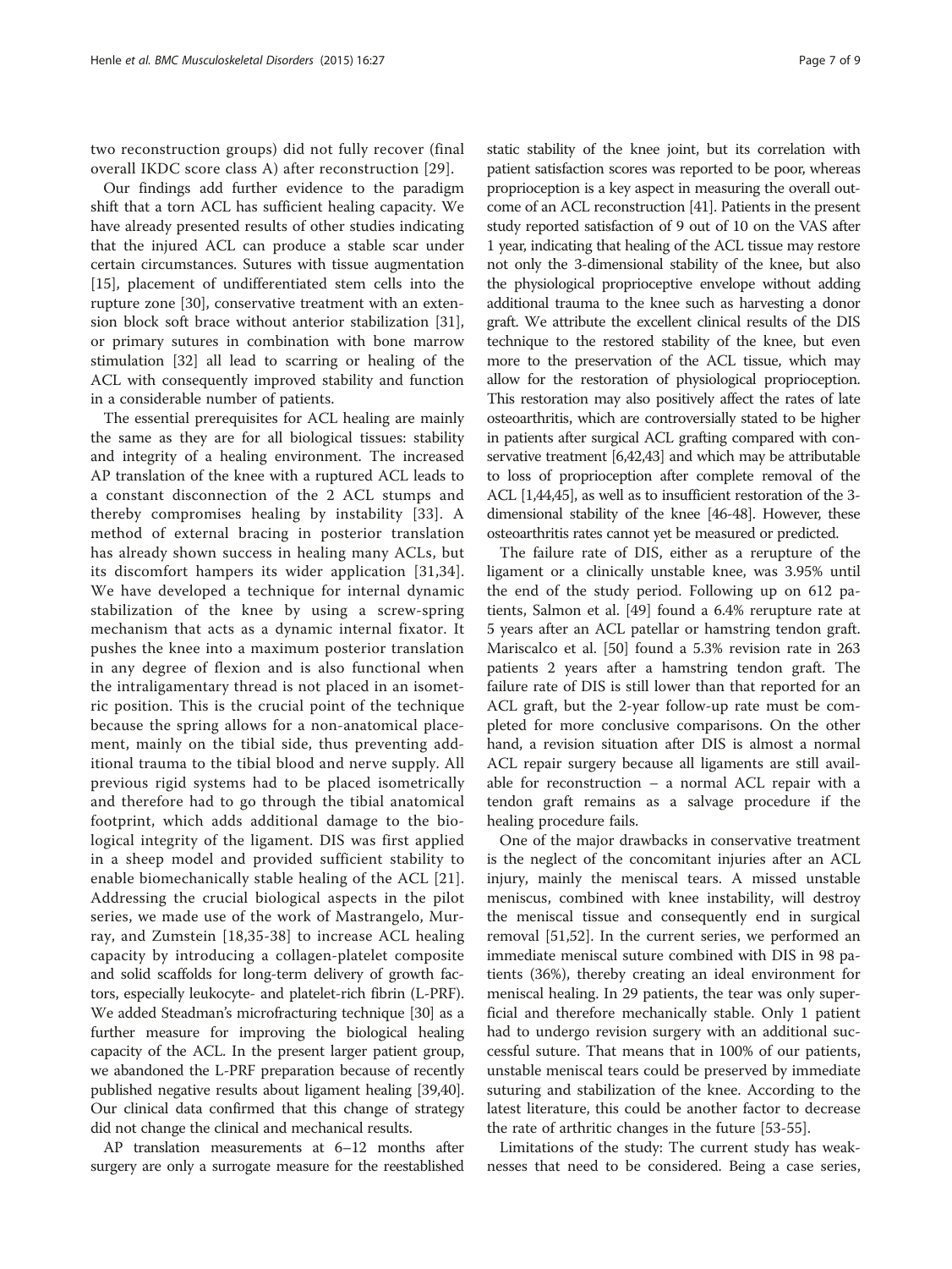two reconstruction groups) did not fully recover (final overall IKDC score class A) after reconstruction [29].

Our findings add further evidence to the paradigm shift that a torn ACL has sufficient healing capacity. We have already presented results of other studies indicating that the injured ACL can produce a stable scar under certain circumstances. Sutures with tissue augmentation [15], placement of undifferentiated stem cells into the rupture zone [30], conservative treatment with an extension block soft brace without anterior stabilization [31], or primary sutures in combination with bone marrow stimulation [32] all lead to scarring or healing of the ACL with consequently improved stability and function in a considerable number of patients.

The essential prerequisites for ACL healing are mainly the same as they are for all biological tissues: stability and integrity of a healing environment. The increased AP translation of the knee with a ruptured ACL leads to a constant disconnection of the 2 ACL stumps and thereby compromises healing by instability [33]. A method of external bracing in posterior translation has already shown success in healing many ACLs, but its discomfort hampers its wider application [31,34]. We have developed a technique for internal dynamic stabilization of the knee by using a screw-spring mechanism that acts as a dynamic internal fixator. It pushes the knee into a maximum posterior translation in any degree of flexion and is also functional when the intraligamentary thread is not placed in an isometric position. This is the crucial point of the technique because the spring allows for a non-anatomical placement, mainly on the tibial side, thus preventing additional trauma to the tibial blood and nerve supply. All previous rigid systems had to be placed isometrically and therefore had to go through the tibial anatomical footprint, which adds additional damage to the biological integrity of the ligament. DIS was first applied in a sheep model and provided sufficient stability to enable biomechanically stable healing of the ACL [21]. Addressing the crucial biological aspects in the pilot series, we made use of the work of Mastrangelo, Murray, and Zumstein [18,35-38] to increase ACL healing capacity by introducing a collagen-platelet composite and solid scaffolds for long-term delivery of growth factors, especially leukocyte- and platelet-rich fibrin (L-PRF). We added Steadman's microfracturing technique [30] as a further measure for improving the biological healing capacity of the ACL. In the present larger patient group, we abandoned the L-PRF preparation because of recently published negative results about ligament healing [39,40]. Our clinical data confirmed that this change of strategy did not change the clinical and mechanical results.

AP translation measurements at 6–12 months after surgery are only a surrogate measure for the reestablished static stability of the knee joint, but its correlation with patient satisfaction scores was reported to be poor, whereas proprioception is a key aspect in measuring the overall outcome of an ACL reconstruction [41]. Patients in the present study reported satisfaction of 9 out of 10 on the VAS after 1 year, indicating that healing of the ACL tissue may restore not only the 3-dimensional stability of the knee, but also the physiological proprioceptive envelope without adding additional trauma to the knee such as harvesting a donor graft. We attribute the excellent clinical results of the DIS technique to the restored stability of the knee, but even more to the preservation of the ACL tissue, which may allow for the restoration of physiological proprioception. This restoration may also positively affect the rates of late osteoarthritis, which are controversially stated to be higher in patients after surgical ACL grafting compared with conservative treatment [6,42,43] and which may be attributable to loss of proprioception after complete removal of the ACL [1,44,45], as well as to insufficient restoration of the 3-dimensional stability of the knee [46-48]. However, these osteoarthritis rates cannot yet be measured or predicted.

The failure rate of DIS, either as a rerupture of the ligament or a clinically unstable knee, was 3.95% until the end of the study period. Following up on 612 patients, Salmon et al. [49] found a 6.4% rerupture rate at 5 years after an ACL patellar or hamstring tendon graft. Mariscalco et al. [50] found a 5.3% revision rate in 263 patients 2 years after a hamstring tendon graft. The failure rate of DIS is still lower than that reported for an ACL graft, but the 2-year follow-up rate must be completed for more conclusive comparisons. On the other hand, a revision situation after DIS is almost a normal ACL repair surgery because all ligaments are still available for reconstruction – a normal ACL repair with a tendon graft remains as a salvage procedure if the healing procedure fails.

One of the major drawbacks in conservative treatment is the neglect of the concomitant injuries after an ACL injury, mainly the meniscal tears. A missed unstable meniscus, combined with knee instability, will destroy the meniscal tissue and consequently end in surgical removal [51,52]. In the current series, we performed an immediate meniscal suture combined with DIS in 98 patients (36%), thereby creating an ideal environment for meniscal healing. In 29 patients, the tear was only superficial and therefore mechanically stable. Only 1 patient had to undergo revision surgery with an additional successful suture. That means that in 100% of our patients, unstable meniscal tears could be preserved by immediate suturing and stabilization of the knee. According to the latest literature, this could be another factor to decrease the rate of arthritic changes in the future [53-55].

Limitations of the study: The current study has weaknesses that need to be considered. Being a case series,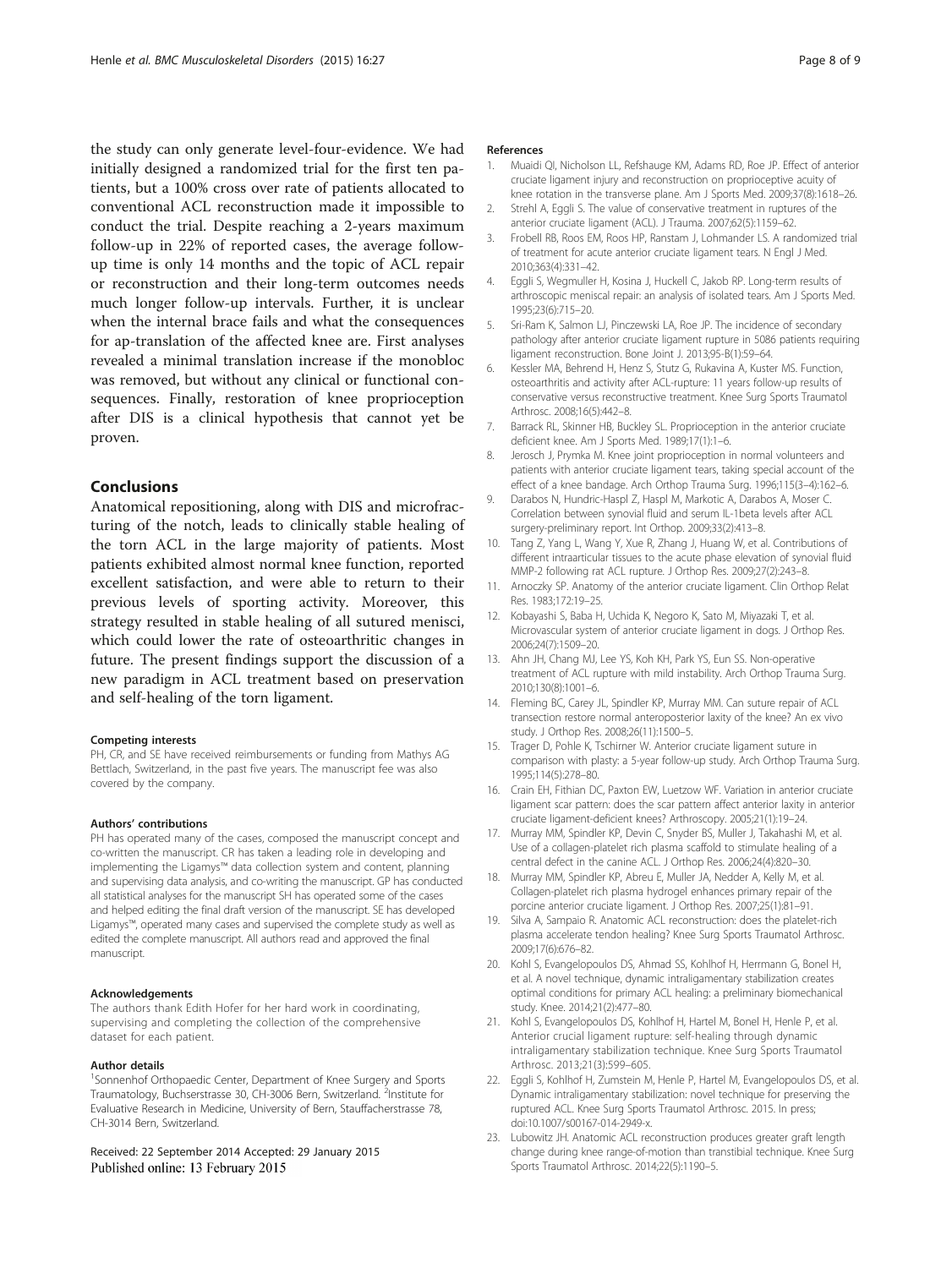the study can only generate level-four-evidence. We had initially designed a randomized trial for the first ten patients, but a 100% cross over rate of patients allocated to conventional ACL reconstruction made it impossible to conduct the trial. Despite reaching a 2-years maximum follow-up in 22% of reported cases, the average follow-up time is only 14 months and the topic of ACL repair or reconstruction and their long-term outcomes needs much longer follow-up intervals. Further, it is unclear when the internal brace fails and what the consequences for ap-translation of the affected knee are. First analyses revealed a minimal translation increase if the monobloc was removed, but without any clinical or functional consequences. Finally, restoration of knee proprioception after DIS is a clinical hypothesis that cannot yet be proven.

## Conclusions

Anatomical repositioning, along with DIS and microfracturing of the notch, leads to clinically stable healing of the torn ACL in the large majority of patients. Most patients exhibited almost normal knee function, reported excellent satisfaction, and were able to return to their previous levels of sporting activity. Moreover, this strategy resulted in stable healing of all sutured menisci, which could lower the rate of osteoarthritic changes in future. The present findings support the discussion of a new paradigm in ACL treatment based on preservation and self-healing of the torn ligament.

#### Competing interests

PH, CR, and SE have received reimbursements or funding from Mathys AG Bettlach, Switzerland, in the past five years. The manuscript fee was also covered by the company.

#### Authors' contributions

PH has operated many of the cases, composed the manuscript concept and co-written the manuscript. CR has taken a leading role in developing and implementing the Ligamys™ data collection system and content, planning and supervising data analysis, and co-writing the manuscript. GP has conducted all statistical analyses for the manuscript SH has operated some of the cases and helped editing the final draft version of the manuscript. SE has developed Ligamys™, operated many cases and supervised the complete study as well as edited the complete manuscript. All authors read and approved the final manuscript.

#### Acknowledgements

The authors thank Edith Hofer for her hard work in coordinating, supervising and completing the collection of the comprehensive dataset for each patient.

#### Author details

[1]Sonnenhof Orthopaedic Center, Department of Knee Surgery and Sports Traumatology, Buchserstrasse 30, CH-3006 Bern, Switzerland. [2]Institute for Evaluative Research in Medicine, University of Bern, Stauffacherstrasse 78, CH-3014 Bern, Switzerland.

Received: 22 September 2014 Accepted: 29 January 2015
Published online: 13 February 2015

#### References

1. Muaidi QI, Nicholson LL, Refshauge KM, Adams RD, Roe JP. Effect of anterior cruciate ligament injury and reconstruction on proprioceptive acuity of knee rotation in the transverse plane. Am J Sports Med. 2009;37(8):1618–26.
2. Strehl A, Eggli S. The value of conservative treatment in ruptures of the anterior cruciate ligament (ACL). J Trauma. 2007;62(5):1159–62.
3. Frobell RB, Roos EM, Roos HP, Ranstam J, Lohmander LS. A randomized trial of treatment for acute anterior cruciate ligament tears. N Engl J Med. 2010;363(4):331–42.
4. Eggli S, Wegmuller H, Kosina J, Huckell C, Jakob RP. Long-term results of arthroscopic meniscal repair: an analysis of isolated tears. Am J Sports Med. 1995;23(6):715–20.
5. Sri-Ram K, Salmon LJ, Pinczewski LA, Roe JP. The incidence of secondary pathology after anterior cruciate ligament rupture in 5086 patients requiring ligament reconstruction. Bone Joint J. 2013;95-B(1):59–64.
6. Kessler MA, Behrend H, Henz S, Stutz G, Rukavina A, Kuster MS. Function, osteoarthritis and activity after ACL-rupture: 11 years follow-up results of conservative versus reconstructive treatment. Knee Surg Sports Traumatol Arthrosc. 2008;16(5):442–8.
7. Barrack RL, Skinner HB, Buckley SL. Proprioception in the anterior cruciate deficient knee. Am J Sports Med. 1989;17(1):1–6.
8. Jerosch J, Prymka M. Knee joint proprioception in normal volunteers and patients with anterior cruciate ligament tears, taking special account of the effect of a knee bandage. Arch Orthop Trauma Surg. 1996;115(3–4):162–6.
9. Darabos N, Hundric-Haspl Z, Haspl M, Markotic A, Darabos A, Moser C. Correlation between synovial fluid and serum IL-1beta levels after ACL surgery-preliminary report. Int Orthop. 2009;33(2):413–8.
10. Tang Z, Yang L, Wang Y, Xue R, Zhang J, Huang W, et al. Contributions of different intraarticular tissues to the acute phase elevation of synovial fluid MMP-2 following rat ACL rupture. J Orthop Res. 2009;27(2):243–8.
11. Arnoczky SP. Anatomy of the anterior cruciate ligament. Clin Orthop Relat Res. 1983;172:19–25.
12. Kobayashi S, Baba H, Uchida K, Negoro K, Sato M, Miyazaki T, et al. Microvascular system of anterior cruciate ligament in dogs. J Orthop Res. 2006;24(7):1509–20.
13. Ahn JH, Chang MJ, Lee YS, Koh KH, Park YS, Eun SS. Non-operative treatment of ACL rupture with mild instability. Arch Orthop Trauma Surg. 2010;130(8):1001–6.
14. Fleming BC, Carey JL, Spindler KP, Murray MM. Can suture repair of ACL transection restore normal anteroposterior laxity of the knee? An ex vivo study. J Orthop Res. 2008;26(11):1500–5.
15. Trager D, Pohle K, Tschirner W. Anterior cruciate ligament suture in comparison with plasty: a 5-year follow-up study. Arch Orthop Trauma Surg. 1995;114(5):278–80.
16. Crain EH, Fithian DC, Paxton EW, Luetzow WF. Variation in anterior cruciate ligament scar pattern: does the scar pattern affect anterior laxity in anterior cruciate ligament-deficient knees? Arthroscopy. 2005;21(1):19–24.
17. Murray MM, Spindler KP, Devin C, Snyder BS, Muller J, Takahashi M, et al. Use of a collagen-platelet rich plasma scaffold to stimulate healing of a central defect in the canine ACL. J Orthop Res. 2006;24(4):820–30.
18. Murray MM, Spindler KP, Abreu E, Muller JA, Nedder A, Kelly M, et al. Collagen-platelet rich plasma hydrogel enhances primary repair of the porcine anterior cruciate ligament. J Orthop Res. 2007;25(1):81–91.
19. Silva A, Sampaio R. Anatomic ACL reconstruction: does the platelet-rich plasma accelerate tendon healing? Knee Surg Sports Traumatol Arthrosc. 2009;17(6):676–82.
20. Kohl S, Evangelopoulos DS, Ahmad SS, Kohlhof H, Herrmann G, Bonel H, et al. A novel technique, dynamic intraligamentary stabilization creates optimal conditions for primary ACL healing: a preliminary biomechanical study. Knee. 2014;21(2):477–80.
21. Kohl S, Evangelopoulos DS, Kohlhof H, Hartel M, Bonel H, Henle P, et al. Anterior crucial ligament rupture: self-healing through dynamic intraligamentary stabilization technique. Knee Surg Sports Traumatol Arthrosc. 2013;21(3):599–605.
22. Eggli S, Kohlhof H, Zumstein M, Henle P, Hartel M, Evangelopoulos DS, et al. Dynamic intraligamentary stabilization: novel technique for preserving the ruptured ACL. Knee Surg Sports Traumatol Arthrosc. 2015. In press; doi:10.1007/s00167-014-2949-x.
23. Lubowitz JH. Anatomic ACL reconstruction produces greater graft length change during knee range-of-motion than transtibial technique. Knee Surg Sports Traumatol Arthrosc. 2014;22(5):1190–5.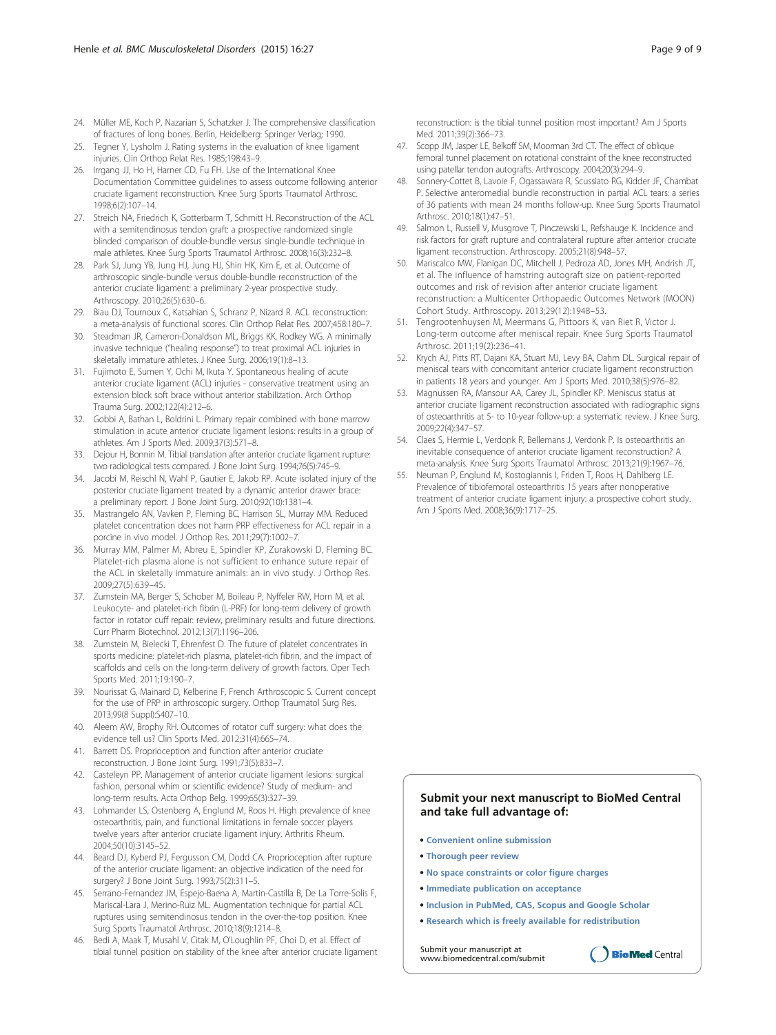24. Müller ME, Koch P, Nazarian S, Schatzker J. The comprehensive classification of fractures of long bones. Berlin, Heidelberg: Springer Verlag; 1990.
25. Tegner Y, Lysholm J. Rating systems in the evaluation of knee ligament injuries. Clin Orthop Relat Res. 1985;198:43–9.
26. Irrgang JJ, Ho H, Harner CD, Fu FH. Use of the International Knee Documentation Committee guidelines to assess outcome following anterior cruciate ligament reconstruction. Knee Surg Sports Traumatol Arthrosc. 1998;6(2):107–14.
27. Streich NA, Friedrich K, Gotterbarm T, Schmitt H. Reconstruction of the ACL with a semitendinosus tendon graft: a prospective randomized single blinded comparison of double-bundle versus single-bundle technique in male athletes. Knee Surg Sports Traumatol Arthrosc. 2008;16(3):232–8.
28. Park SJ, Jung YB, Jung HJ, Jung HJ, Shin HK, Kim E, et al. Outcome of arthroscopic single-bundle versus double-bundle reconstruction of the anterior cruciate ligament: a preliminary 2-year prospective study. Arthroscopy. 2010;26(5):630–6.
29. Biau DJ, Tournoux C, Katsahian S, Schranz P, Nizard R. ACL reconstruction: a meta-analysis of functional scores. Clin Orthop Relat Res. 2007;458:180–7.
30. Steadman JR, Cameron-Donaldson ML, Briggs KK, Rodkey WG. A minimally invasive technique ("healing response") to treat proximal ACL injuries in skeletally immature athletes. J Knee Surg. 2006;19(1):8–13.
31. Fujimoto E, Sumen Y, Ochi M, Ikuta Y. Spontaneous healing of acute anterior cruciate ligament (ACL) injuries - conservative treatment using an extension block soft brace without anterior stabilization. Arch Orthop Trauma Surg. 2002;122(4):212–6.
32. Gobbi A, Bathan L, Boldrini L. Primary repair combined with bone marrow stimulation in acute anterior cruciate ligament lesions: results in a group of athletes. Am J Sports Med. 2009;37(3):571–8.
33. Dejour H, Bonnin M. Tibial translation after anterior cruciate ligament rupture: two radiological tests compared. J Bone Joint Surg. 1994;76(5):745–9.
34. Jacobi M, Reischl N, Wahl P, Gautier E, Jakob RP. Acute isolated injury of the posterior cruciate ligament treated by a dynamic anterior drawer brace: a preliminary report. J Bone Joint Surg. 2010;92(10):1381–4.
35. Mastrangelo AN, Vavken P, Fleming BC, Harrison SL, Murray MM. Reduced platelet concentration does not harm PRP effectiveness for ACL repair in a porcine in vivo model. J Orthop Res. 2011;29(7):1002–7.
36. Murray MM, Palmer M, Abreu E, Spindler KP, Zurakowski D, Fleming BC. Platelet-rich plasma alone is not sufficient to enhance suture repair of the ACL in skeletally immature animals: an in vivo study. J Orthop Res. 2009;27(5):639–45.
37. Zumstein MA, Berger S, Schober M, Boileau P, Nyffeler RW, Horn M, et al. Leukocyte- and platelet-rich fibrin (L-PRF) for long-term delivery of growth factor in rotator cuff repair: review, preliminary results and future directions. Curr Pharm Biotechnol. 2012;13(7):1196–206.
38. Zumstein M, Bielecki T, Ehrenfest D. The future of platelet concentrates in sports medicine: platelet-rich plasma, platelet-rich fibrin, and the impact of scaffolds and cells on the long-term delivery of growth factors. Oper Tech Sports Med. 2011;19:190–7.
39. Nourissat G, Mainard D, Kelberine F, French Arthroscopic S. Current concept for the use of PRP in arthroscopic surgery. Orthop Traumatol Surg Res. 2013;99(8 Suppl):S407–10.
40. Aleem AW, Brophy RH. Outcomes of rotator cuff surgery: what does the evidence tell us? Clin Sports Med. 2012;31(4):665–74.
41. Barrett DS. Proprioception and function after anterior cruciate reconstruction. J Bone Joint Surg. 1991;73(5):833–7.
42. Casteleyn PP. Management of anterior cruciate ligament lesions: surgical fashion, personal whim or scientific evidence? Study of medium- and long-term results. Acta Orthop Belg. 1999;65(3):327–39.
43. Lohmander LS, Ostenberg A, Englund M, Roos H. High prevalence of knee osteoarthritis, pain, and functional limitations in female soccer players twelve years after anterior cruciate ligament injury. Arthritis Rheum. 2004;50(10):3145–52.
44. Beard DJ, Kyberd PJ, Fergusson CM, Dodd CA. Proprioception after rupture of the anterior cruciate ligament: an objective indication of the need for surgery? J Bone Joint Surg. 1993;75(2):311–5.
45. Serrano-Fernandez JM, Espejo-Baena A, Martin-Castilla B, De La Torre-Solis F, Mariscal-Lara J, Merino-Ruiz ML. Augmentation technique for partial ACL ruptures using semitendinosus tendon in the over-the-top position. Knee Surg Sports Traumatol Arthrosc. 2010;18(9):1214–8.
46. Bedi A, Maak T, Musahl V, Citak M, O'Loughlin PF, Choi D, et al. Effect of tibial tunnel position on stability of the knee after anterior cruciate ligament reconstruction: is the tibial tunnel position most important? Am J Sports Med. 2011;39(2):366–73.
47. Scopp JM, Jasper LE, Belkoff SM, Moorman 3rd CT. The effect of oblique femoral tunnel placement on rotational constraint of the knee reconstructed using patellar tendon autografts. Arthroscopy. 2004;20(3):294–9.
48. Sonnery-Cottet B, Lavoie F, Ogassawara R, Scussiato RG, Kidder JF, Chambat P. Selective anteromedial bundle reconstruction in partial ACL tears: a series of 36 patients with mean 24 months follow-up. Knee Surg Sports Traumatol Arthrosc. 2010;18(1):47–51.
49. Salmon L, Russell V, Musgrove T, Pinczewski L, Refshauge K. Incidence and risk factors for graft rupture and contralateral rupture after anterior cruciate ligament reconstruction. Arthroscopy. 2005;21(8):948–57.
50. Mariscalco MW, Flanigan DC, Mitchell J, Pedroza AD, Jones MH, Andrish JT, et al. The influence of hamstring autograft size on patient-reported outcomes and risk of revision after anterior cruciate ligament reconstruction: a Multicenter Orthopaedic Outcomes Network (MOON) Cohort Study. Arthroscopy. 2013;29(12):1948–53.
51. Tengrootenhuysen M, Meermans G, Pittoors K, van Riet R, Victor J. Long-term outcome after meniscal repair. Knee Surg Sports Traumatol Arthrosc. 2011;19(2):236–41.
52. Krych AJ, Pitts RT, Dajani KA, Stuart MJ, Levy BA, Dahm DL. Surgical repair of meniscal tears with concomitant anterior cruciate ligament reconstruction in patients 18 years and younger. Am J Sports Med. 2010;38(5):976–82.
53. Magnussen RA, Mansour AA, Carey JL, Spindler KP. Meniscus status at anterior cruciate ligament reconstruction associated with radiographic signs of osteoarthritis at 5- to 10-year follow-up: a systematic review. J Knee Surg. 2009;22(4):347–57.
54. Claes S, Hermie L, Verdonk R, Bellemans J, Verdonk P. Is osteoarthritis an inevitable consequence of anterior cruciate ligament reconstruction? A meta-analysis. Knee Surg Sports Traumatol Arthrosc. 2013;21(9):1967–76.
55. Neuman P, Englund M, Kostogiannis I, Friden T, Roos H, Dahlberg LE. Prevalence of tibiofemoral osteoarthritis 15 years after nonoperative treatment of anterior cruciate ligament injury: a prospective cohort study. Am J Sports Med. 2008;36(9):1717–25.

**Submit your next manuscript to BioMed Central and take full advantage of:**

- Convenient online submission
- Thorough peer review
- No space constraints or color figure charges
- Immediate publication on acceptance
- Inclusion in PubMed, CAS, Scopus and Google Scholar
- Research which is freely available for redistribution

Submit your manuscript at
www.biomedcentral.com/submit

BioMed Central